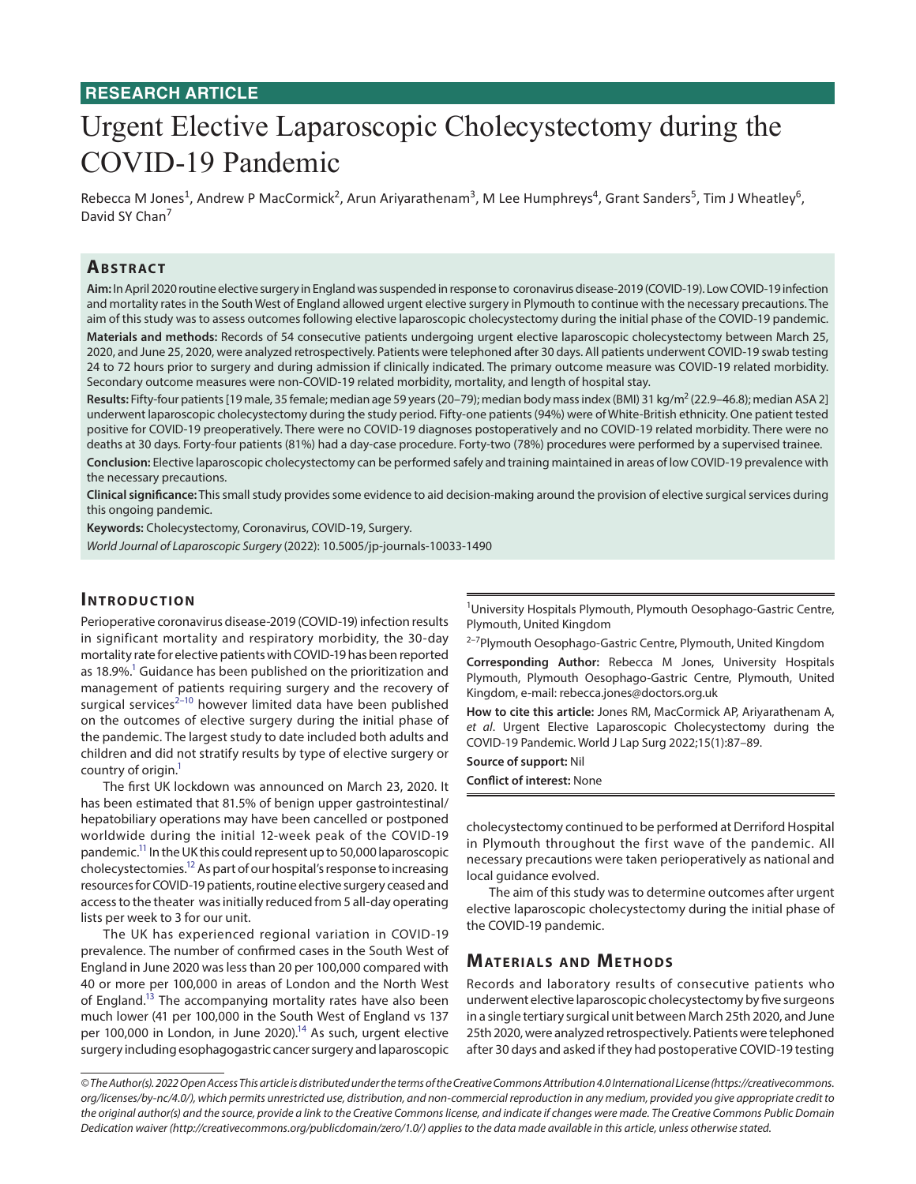RESEARCH ARTICLE

# Urgent Elective Laparoscopic Cholecystectomy during the COVID-19 Pandemic

Rebecca M Jones[1], Andrew P MacCormick[2], Arun Ariyarathenam[3], M Lee Humphreys[4], Grant Sanders[5], Tim J Wheatley[6], David SY Chan[7]

## Abstract

**Aim:** In April 2020 routine elective surgery in England was suspended in response to coronavirus disease-2019 (COVID-19). Low COVID-19 infection and mortality rates in the South West of England allowed urgent elective surgery in Plymouth to continue with the necessary precautions. The aim of this study was to assess outcomes following elective laparoscopic cholecystectomy during the initial phase of the COVID-19 pandemic.

**Materials and methods:** Records of 54 consecutive patients undergoing urgent elective laparoscopic cholecystectomy between March 25, 2020, and June 25, 2020, were analyzed retrospectively. Patients were telephoned after 30 days. All patients underwent COVID-19 swab testing 24 to 72 hours prior to surgery and during admission if clinically indicated. The primary outcome measure was COVID-19 related morbidity. Secondary outcome measures were non-COVID-19 related morbidity, mortality, and length of hospital stay.

**Results:** Fifty-four patients [19 male, 35 female; median age 59 years (20–79); median body mass index (BMI) 31 kg/m$^2$ (22.9–46.8); median ASA 2] underwent laparoscopic cholecystectomy during the study period. Fifty-one patients (94%) were of White-British ethnicity. One patient tested positive for COVID-19 preoperatively. There were no COVID-19 diagnoses postoperatively and no COVID-19 related morbidity. There were no deaths at 30 days. Forty-four patients (81%) had a day-case procedure. Forty-two (78%) procedures were performed by a supervised trainee.

**Conclusion:** Elective laparoscopic cholecystectomy can be performed safely and training maintained in areas of low COVID-19 prevalence with the necessary precautions.

**Clinical significance:** This small study provides some evidence to aid decision-making around the provision of elective surgical services during this ongoing pandemic.

**Keywords:** Cholecystectomy, Coronavirus, COVID-19, Surgery.

*World Journal of Laparoscopic Surgery* (2022): 10.5005/jp-journals-10033-1490

## Introduction

Perioperative coronavirus disease-2019 (COVID-19) infection results in significant mortality and respiratory morbidity, the 30-day mortality rate for elective patients with COVID-19 has been reported as 18.9%.[1] Guidance has been published on the prioritization and management of patients requiring surgery and the recovery of surgical services[2–10] however limited data have been published on the outcomes of elective surgery during the initial phase of the pandemic. The largest study to date included both adults and children and did not stratify results by type of elective surgery or country of origin.[1]

The first UK lockdown was announced on March 23, 2020. It has been estimated that 81.5% of benign upper gastrointestinal/hepatobiliary operations may have been cancelled or postponed worldwide during the initial 12-week peak of the COVID-19 pandemic.[11] In the UK this could represent up to 50,000 laparoscopic cholecystectomies.[12] As part of our hospital's response to increasing resources for COVID-19 patients, routine elective surgery ceased and access to the theater was initially reduced from 5 all-day operating lists per week to 3 for our unit.

The UK has experienced regional variation in COVID-19 prevalence. The number of confirmed cases in the South West of England in June 2020 was less than 20 per 100,000 compared with 40 or more per 100,000 in areas of London and the North West of England.[13] The accompanying mortality rates have also been much lower (41 per 100,000 in the South West of England vs 137 per 100,000 in London, in June 2020).[14] As such, urgent elective surgery including esophagogastric cancer surgery and laparoscopic cholecystectomy continued to be performed at Derriford Hospital in Plymouth throughout the first wave of the pandemic. All necessary precautions were taken perioperatively as national and local guidance evolved.

The aim of this study was to determine outcomes after urgent elective laparoscopic cholecystectomy during the initial phase of the COVID-19 pandemic.

[1]University Hospitals Plymouth, Plymouth Oesophago-Gastric Centre, Plymouth, United Kingdom

[2–7]Plymouth Oesophago-Gastric Centre, Plymouth, United Kingdom

**Corresponding Author:** Rebecca M Jones, University Hospitals Plymouth, Plymouth Oesophago-Gastric Centre, Plymouth, United Kingdom, e-mail: rebecca.jones@doctors.org.uk

**How to cite this article:** Jones RM, MacCormick AP, Ariyarathenam A, *et al*. Urgent Elective Laparoscopic Cholecystectomy during the COVID-19 Pandemic. World J Lap Surg 2022;15(1):87–89.

**Source of support:** Nil

**Conflict of interest:** None

## Materials and Methods

Records and laboratory results of consecutive patients who underwent elective laparoscopic cholecystectomy by five surgeons in a single tertiary surgical unit between March 25th 2020, and June 25th 2020, were analyzed retrospectively. Patients were telephoned after 30 days and asked if they had postoperative COVID-19 testing

*© The Author(s). 2022 Open Access This article is distributed under the terms of the Creative Commons Attribution 4.0 International License (https://creativecommons.org/licenses/by-nc/4.0/), which permits unrestricted use, distribution, and non-commercial reproduction in any medium, provided you give appropriate credit to the original author(s) and the source, provide a link to the Creative Commons license, and indicate if changes were made. The Creative Commons Public Domain Dedication waiver (http://creativecommons.org/publicdomain/zero/1.0/) applies to the data made available in this article, unless otherwise stated.*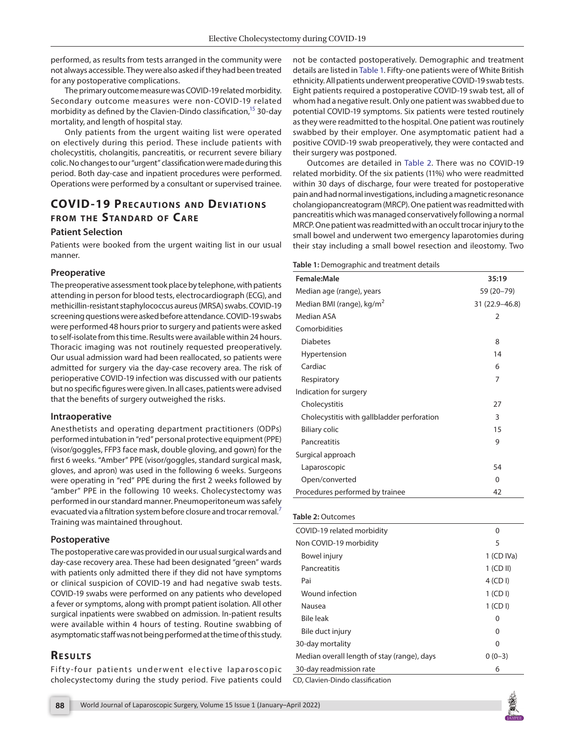performed, as results from tests arranged in the community were not always accessible. They were also asked if they had been treated for any postoperative complications.

The primary outcome measure was COVID-19 related morbidity. Secondary outcome measures were non-COVID-19 related morbidity as defined by the Clavien-Dindo classification,[15] 30-day mortality, and length of hospital stay.

Only patients from the urgent waiting list were operated on electively during this period. These include patients with cholecystitis, cholangitis, pancreatitis, or recurrent severe biliary colic. No changes to our "urgent" classification were made during this period. Both day-case and inpatient procedures were performed. Operations were performed by a consultant or supervised trainee.

## COVID-19 Precautions and Deviations from the Standard of Care

### Patient Selection

Patients were booked from the urgent waiting list in our usual manner.

### Preoperative

The preoperative assessment took place by telephone, with patients attending in person for blood tests, electrocardiograph (ECG), and methicillin-resistant staphylococcus aureus (MRSA) swabs. COVID-19 screening questions were asked before attendance. COVID-19 swabs were performed 48 hours prior to surgery and patients were asked to self-isolate from this time. Results were available within 24 hours. Thoracic imaging was not routinely requested preoperatively. Our usual admission ward had been reallocated, so patients were admitted for surgery via the day-case recovery area. The risk of perioperative COVID-19 infection was discussed with our patients but no specific figures were given. In all cases, patients were advised that the benefits of surgery outweighed the risks.

### Intraoperative

Anesthetists and operating department practitioners (ODPs) performed intubation in "red" personal protective equipment (PPE) (visor/goggles, FFP3 face mask, double gloving, and gown) for the first 6 weeks. "Amber" PPE (visor/goggles, standard surgical mask, gloves, and apron) was used in the following 6 weeks. Surgeons were operating in "red" PPE during the first 2 weeks followed by "amber" PPE in the following 10 weeks. Cholecystectomy was performed in our standard manner. Pneumoperitoneum was safely evacuated via a filtration system before closure and trocar removal.[7] Training was maintained throughout.

### Postoperative

The postoperative care was provided in our usual surgical wards and day-case recovery area. These had been designated "green" wards with patients only admitted there if they did not have symptoms or clinical suspicion of COVID-19 and had negative swab tests. COVID-19 swabs were performed on any patients who developed a fever or symptoms, along with prompt patient isolation. All other surgical inpatients were swabbed on admission. In-patient results were available within 4 hours of testing. Routine swabbing of asymptomatic staff was not being performed at the time of this study.

## Results

Fifty-four patients underwent elective laparoscopic cholecystectomy during the study period. Five patients could not be contacted postoperatively. Demographic and treatment details are listed in Table 1. Fifty-one patients were of White British ethnicity. All patients underwent preoperative COVID-19 swab tests. Eight patients required a postoperative COVID-19 swab test, all of whom had a negative result. Only one patient was swabbed due to potential COVID-19 symptoms. Six patients were tested routinely as they were readmitted to the hospital. One patient was routinely swabbed by their employer. One asymptomatic patient had a positive COVID-19 swab preoperatively, they were contacted and their surgery was postponed.

Outcomes are detailed in Table 2. There was no COVID-19 related morbidity. Of the six patients (11%) who were readmitted within 30 days of discharge, four were treated for postoperative pain and had normal investigations, including a magnetic resonance cholangiopancreatogram (MRCP). One patient was readmitted with pancreatitis which was managed conservatively following a normal MRCP. One patient was readmitted with an occult trocar injury to the small bowel and underwent two emergency laparotomies during their stay including a small bowel resection and ileostomy. Two

**Table 1:** Demographic and treatment details

| Female:Male | 35:19 |
|---|---|
| Median age (range), years | 59 (20–79) |
| Median BMI (range), kg/m$^2$ | 31 (22.9–46.8) |
| Median ASA | 2 |
| Comorbidities | |
| Diabetes | 8 |
| Hypertension | 14 |
| Cardiac | 6 |
| Respiratory | 7 |
| Indication for surgery | |
| Cholecystitis | 27 |
| Cholecystitis with gallbladder perforation | 3 |
| Biliary colic | 15 |
| Pancreatitis | 9 |
| Surgical approach | |
| Laparoscopic | 54 |
| Open/converted | 0 |
| Procedures performed by trainee | 42 |

**Table 2:** Outcomes

| COVID-19 related morbidity | 0 |
|---|---|
| Non COVID-19 morbidity | 5 |
| Bowel injury | 1 (CD IVa) |
| Pancreatitis | 1 (CD II) |
| Pai | 4 (CD I) |
| Wound infection | 1 (CD I) |
| Nausea | 1 (CD I) |
| Bile leak | 0 |
| Bile duct injury | 0 |
| 30-day mortality | 0 |
| Median overall length of stay (range), days | 0 (0–3) |
| 30-day readmission rate | 6 |

CD, Clavien-Dindo classification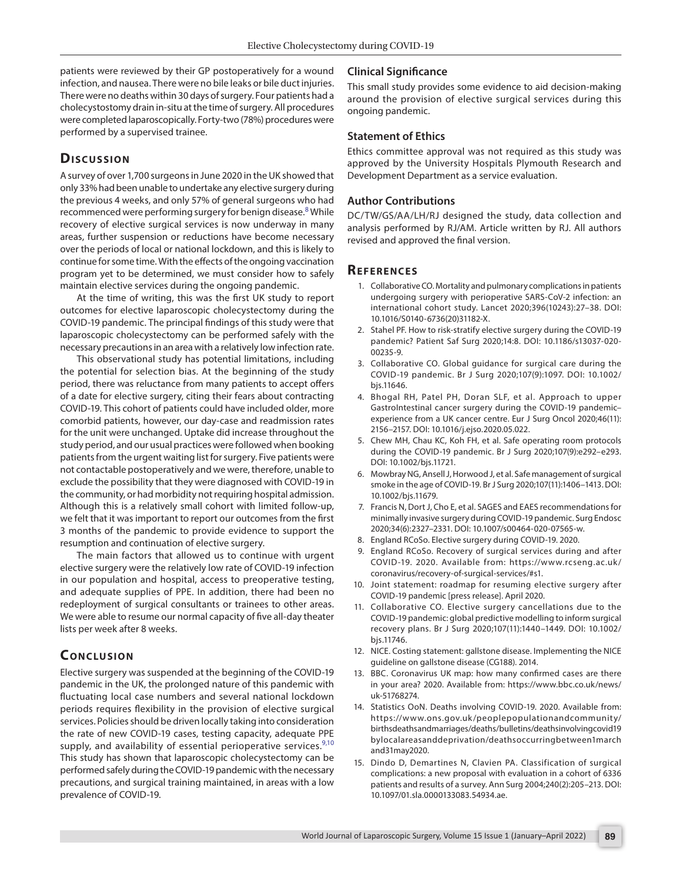patients were reviewed by their GP postoperatively for a wound infection, and nausea. There were no bile leaks or bile duct injuries. There were no deaths within 30 days of surgery. Four patients had a cholecystostomy drain in-situ at the time of surgery. All procedures were completed laparoscopically. Forty-two (78%) procedures were performed by a supervised trainee.

## Discussion

A survey of over 1,700 surgeons in June 2020 in the UK showed that only 33% had been unable to undertake any elective surgery during the previous 4 weeks, and only 57% of general surgeons who had recommenced were performing surgery for benign disease.[8] While recovery of elective surgical services is now underway in many areas, further suspension or reductions have become necessary over the periods of local or national lockdown, and this is likely to continue for some time. With the effects of the ongoing vaccination program yet to be determined, we must consider how to safely maintain elective services during the ongoing pandemic.

At the time of writing, this was the first UK study to report outcomes for elective laparoscopic cholecystectomy during the COVID-19 pandemic. The principal findings of this study were that laparoscopic cholecystectomy can be performed safely with the necessary precautions in an area with a relatively low infection rate.

This observational study has potential limitations, including the potential for selection bias. At the beginning of the study period, there was reluctance from many patients to accept offers of a date for elective surgery, citing their fears about contracting COVID-19. This cohort of patients could have included older, more comorbid patients, however, our day-case and readmission rates for the unit were unchanged. Uptake did increase throughout the study period, and our usual practices were followed when booking patients from the urgent waiting list for surgery. Five patients were not contactable postoperatively and we were, therefore, unable to exclude the possibility that they were diagnosed with COVID-19 in the community, or had morbidity not requiring hospital admission. Although this is a relatively small cohort with limited follow-up, we felt that it was important to report our outcomes from the first 3 months of the pandemic to provide evidence to support the resumption and continuation of elective surgery.

The main factors that allowed us to continue with urgent elective surgery were the relatively low rate of COVID-19 infection in our population and hospital, access to preoperative testing, and adequate supplies of PPE. In addition, there had been no redeployment of surgical consultants or trainees to other areas. We were able to resume our normal capacity of five all-day theater lists per week after 8 weeks.

## Conclusion

Elective surgery was suspended at the beginning of the COVID-19 pandemic in the UK, the prolonged nature of this pandemic with fluctuating local case numbers and several national lockdown periods requires flexibility in the provision of elective surgical services. Policies should be driven locally taking into consideration the rate of new COVID-19 cases, testing capacity, adequate PPE supply, and availability of essential perioperative services.[9,10] This study has shown that laparoscopic cholecystectomy can be performed safely during the COVID-19 pandemic with the necessary precautions, and surgical training maintained, in areas with a low prevalence of COVID-19.

### Clinical Significance

This small study provides some evidence to aid decision-making around the provision of elective surgical services during this ongoing pandemic.

### Statement of Ethics

Ethics committee approval was not required as this study was approved by the University Hospitals Plymouth Research and Development Department as a service evaluation.

### Author Contributions

DC/TW/GS/AA/LH/RJ designed the study, data collection and analysis performed by RJ/AM. Article written by RJ. All authors revised and approved the final version.

## References

1. Collaborative CO. Mortality and pulmonary complications in patients undergoing surgery with perioperative SARS-CoV-2 infection: an international cohort study. Lancet 2020;396(10243):27–38. DOI: 10.1016/S0140-6736(20)31182-X.
2. Stahel PF. How to risk-stratify elective surgery during the COVID-19 pandemic? Patient Saf Surg 2020;14:8. DOI: 10.1186/s13037-020-00235-9.
3. Collaborative CO. Global guidance for surgical care during the COVID-19 pandemic. Br J Surg 2020;107(9):1097. DOI: 10.1002/bjs.11646.
4. Bhogal RH, Patel PH, Doran SLF, et al. Approach to upper GastroIntestinal cancer surgery during the COVID-19 pandemic–experience from a UK cancer centre. Eur J Surg Oncol 2020;46(11): 2156–2157. DOI: 10.1016/j.ejso.2020.05.022.
5. Chew MH, Chau KC, Koh FH, et al. Safe operating room protocols during the COVID-19 pandemic. Br J Surg 2020;107(9):e292–e293. DOI: 10.1002/bjs.11721.
6. Mowbray NG, Ansell J, Horwood J, et al. Safe management of surgical smoke in the age of COVID-19. Br J Surg 2020;107(11):1406–1413. DOI: 10.1002/bjs.11679.
7. Francis N, Dort J, Cho E, et al. SAGES and EAES recommendations for minimally invasive surgery during COVID-19 pandemic. Surg Endosc 2020;34(6):2327–2331. DOI: 10.1007/s00464-020-07565-w.
8. England RCoSo. Elective surgery during COVID-19. 2020.
9. England RCoSo. Recovery of surgical services during and after COVID-19. 2020. Available from: https://www.rcseng.ac.uk/coronavirus/recovery-of-surgical-services/#s1.
10. Joint statement: roadmap for resuming elective surgery after COVID-19 pandemic [press release]. April 2020.
11. Collaborative CO. Elective surgery cancellations due to the COVID-19 pandemic: global predictive modelling to inform surgical recovery plans. Br J Surg 2020;107(11):1440–1449. DOI: 10.1002/bjs.11746.
12. NICE. Costing statement: gallstone disease. Implementing the NICE guideline on gallstone disease (CG188). 2014.
13. BBC. Coronavirus UK map: how many confirmed cases are there in your area? 2020. Available from: https://www.bbc.co.uk/news/uk-51768274.
14. Statistics OoN. Deaths involving COVID-19. 2020. Available from: https://www.ons.gov.uk/peoplepopulationandcommunity/birthsdeathsandmarriages/deaths/bulletins/deathsinvolvingcovid19bylocalareasanddeprivation/deathsoccurringbetween1marchand31may2020.
15. Dindo D, Demartines N, Clavien PA. Classification of surgical complications: a new proposal with evaluation in a cohort of 6336 patients and results of a survey. Ann Surg 2004;240(2):205–213. DOI: 10.1097/01.sla.0000133083.54934.ae.